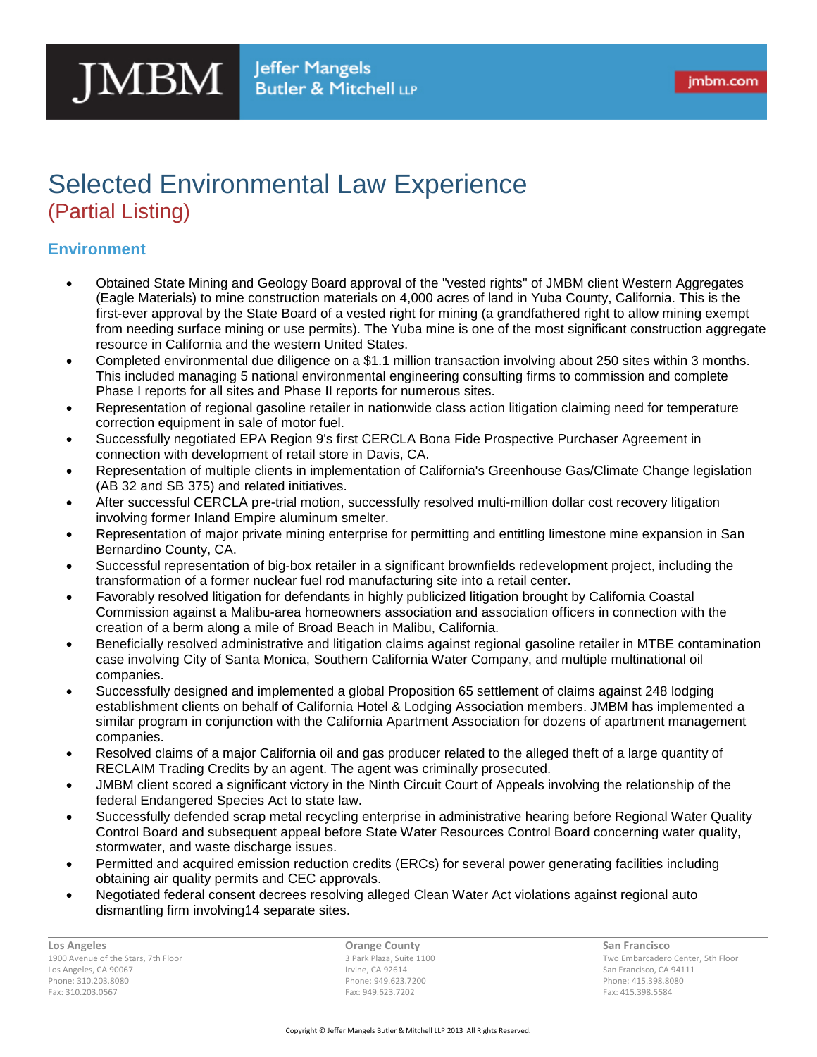# Selected Environmental Law Experience

## (Partial Listing)

### Environment

- Obtained State Mining and Geology Board approval of the "vested rights" of JMBM client Western Aggregates (Eagle Materials) to mine construction materials on 4,000 acres of land in Yuba County, California. This is the first-ever approval by the State Board of a vested right for mining (a grandfathered right to allow mining exempt from needing surface mining or use permits). The Yuba mine is one of the most significant construction aggregate resource in California and the western United States.
- Completed environmental due diligence on a $1.1 million transaction involving about 250 sites within 3 months. This included managing 5 national environmental engineering consulting firms to commission and complete Phase I reports for all sites and Phase II reports for numerous sites.
- Representation of regional gasoline retailer in nationwide class action litigation claiming need for temperature correction equipment in sale of motor fuel.
- Successfully negotiated EPA Region 9's first CERCLA Bona Fide Prospective Purchaser Agreement in connection with development of retail store in Davis, CA.
- Representation of multiple clients in implementation of California's Greenhouse Gas/Climate Change legislation (AB 32 and SB 375) and related initiatives.
- After successful CERCLA pre-trial motion, successfully resolved multi-million dollar cost recovery litigation involving former Inland Empire aluminum smelter.
- Representation of major private mining enterprise for permitting and entitling limestone mine expansion in San Bernardino County, CA.
- Successful representation of big-box retailer in a significant brownfields redevelopment project, including the transformation of a former nuclear fuel rod manufacturing site into a retail center.
- Favorably resolved litigation for defendants in highly publicized litigation brought by California Coastal Commission against a Malibu-area homeowners association and association officers in connection with the creation of a berm along a mile of Broad Beach in Malibu, California.
- Beneficially resolved administrative and litigation claims against regional gasoline retailer in MTBE contamination case involving City of Santa Monica, Southern California Water Company, and multiple multinational oil companies.
- Successfully designed and implemented a global Proposition 65 settlement of claims against 248 lodging establishment clients on behalf of California Hotel & Lodging Association members. JMBM has implemented a similar program in conjunction with the California Apartment Association for dozens of apartment management companies.
- Resolved claims of a major California oil and gas producer related to the alleged theft of a large quantity of RECLAIM Trading Credits by an agent. The agent was criminally prosecuted.
- JMBM client scored a significant victory in the Ninth Circuit Court of Appeals involving the relationship of the federal Endangered Species Act to state law.
- Successfully defended scrap metal recycling enterprise in administrative hearing before Regional Water Quality Control Board and subsequent appeal before State Water Resources Control Board concerning water quality, stormwater, and waste discharge issues.
- Permitted and acquired emission reduction credits (ERCs) for several power generating facilities including obtaining air quality permits and CEC approvals.
- Negotiated federal consent decrees resolving alleged Clean Water Act violations against regional auto dismantling firm involving14 separate sites.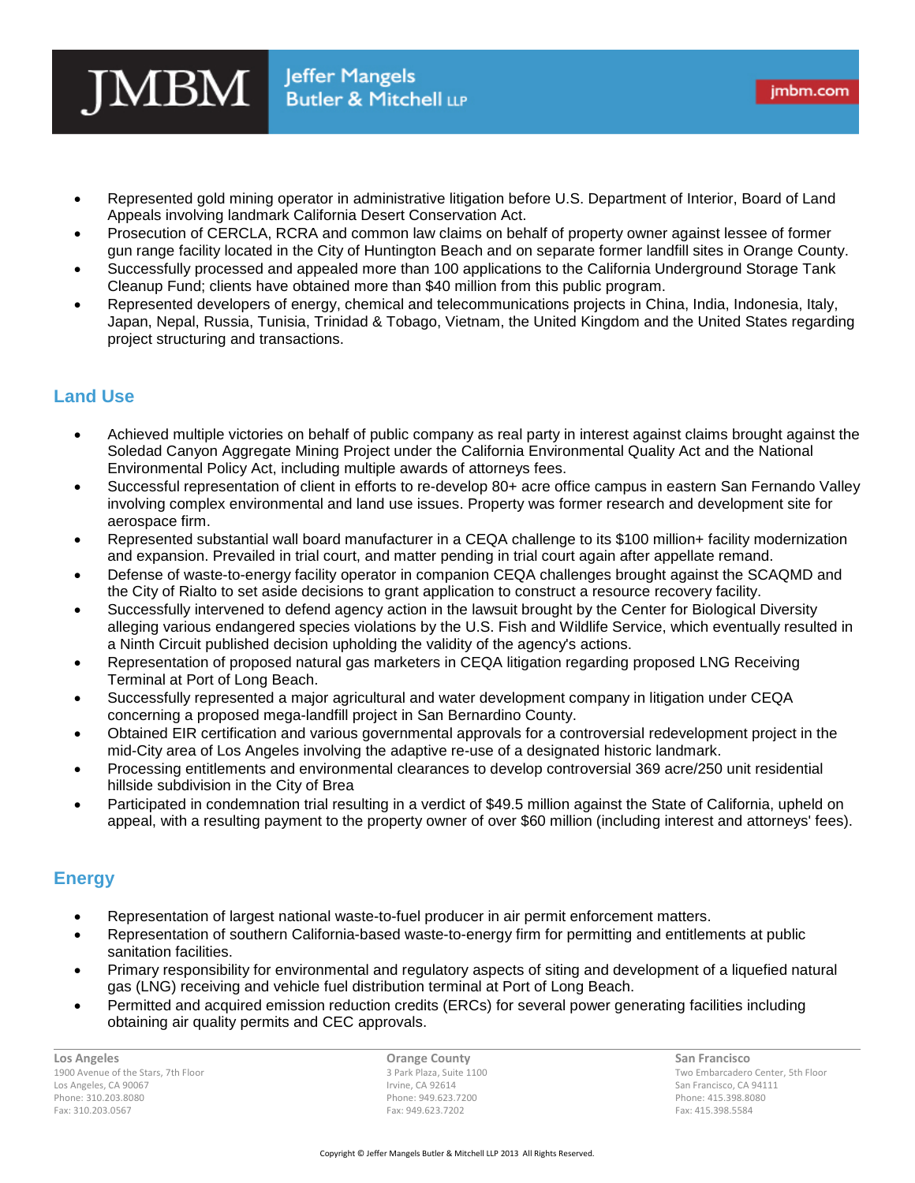- Represented gold mining operator in administrative litigation before U.S. Department of Interior, Board of Land Appeals involving landmark California Desert Conservation Act.
- Prosecution of CERCLA, RCRA and common law claims on behalf of property owner against lessee of former gun range facility located in the City of Huntington Beach and on separate former landfill sites in Orange County.
- Successfully processed and appealed more than 100 applications to the California Underground Storage Tank Cleanup Fund; clients have obtained more than $40 million from this public program.
- Represented developers of energy, chemical and telecommunications projects in China, India, Indonesia, Italy, Japan, Nepal, Russia, Tunisia, Trinidad & Tobago, Vietnam, the United Kingdom and the United States regarding project structuring and transactions.

## Land Use

- Achieved multiple victories on behalf of public company as real party in interest against claims brought against the Soledad Canyon Aggregate Mining Project under the California Environmental Quality Act and the National Environmental Policy Act, including multiple awards of attorneys fees.
- Successful representation of client in efforts to re-develop 80+ acre office campus in eastern San Fernando Valley involving complex environmental and land use issues. Property was former research and development site for aerospace firm.
- Represented substantial wall board manufacturer in a CEQA challenge to its $100 million+ facility modernization and expansion. Prevailed in trial court, and matter pending in trial court again after appellate remand.
- Defense of waste-to-energy facility operator in companion CEQA challenges brought against the SCAQMD and the City of Rialto to set aside decisions to grant application to construct a resource recovery facility.
- Successfully intervened to defend agency action in the lawsuit brought by the Center for Biological Diversity alleging various endangered species violations by the U.S. Fish and Wildlife Service, which eventually resulted in a Ninth Circuit published decision upholding the validity of the agency's actions.
- Representation of proposed natural gas marketers in CEQA litigation regarding proposed LNG Receiving Terminal at Port of Long Beach.
- Successfully represented a major agricultural and water development company in litigation under CEQA concerning a proposed mega-landfill project in San Bernardino County.
- Obtained EIR certification and various governmental approvals for a controversial redevelopment project in the mid-City area of Los Angeles involving the adaptive re-use of a designated historic landmark.
- Processing entitlements and environmental clearances to develop controversial 369 acre/250 unit residential hillside subdivision in the City of Brea
- Participated in condemnation trial resulting in a verdict of $49.5 million against the State of California, upheld on appeal, with a resulting payment to the property owner of over $60 million (including interest and attorneys' fees).

## Energy

- Representation of largest national waste-to-fuel producer in air permit enforcement matters.
- Representation of southern California-based waste-to-energy firm for permitting and entitlements at public sanitation facilities.
- Primary responsibility for environmental and regulatory aspects of siting and development of a liquefied natural gas (LNG) receiving and vehicle fuel distribution terminal at Port of Long Beach.
- Permitted and acquired emission reduction credits (ERCs) for several power generating facilities including obtaining air quality permits and CEC approvals.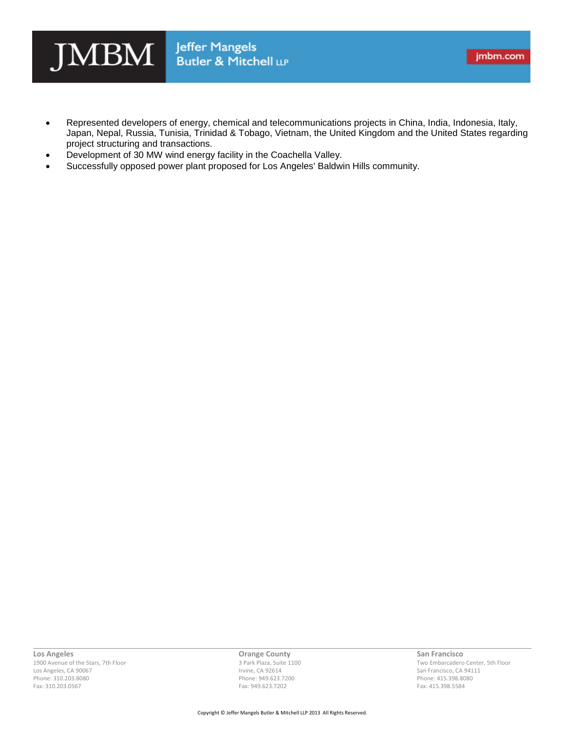- Represented developers of energy, chemical and telecommunications projects in China, India, Indonesia, Italy, Japan, Nepal, Russia, Tunisia, Trinidad & Tobago, Vietnam, the United Kingdom and the United States regarding project structuring and transactions.
- Development of 30 MW wind energy facility in the Coachella Valley.
- Successfully opposed power plant proposed for Los Angeles' Baldwin Hills community.